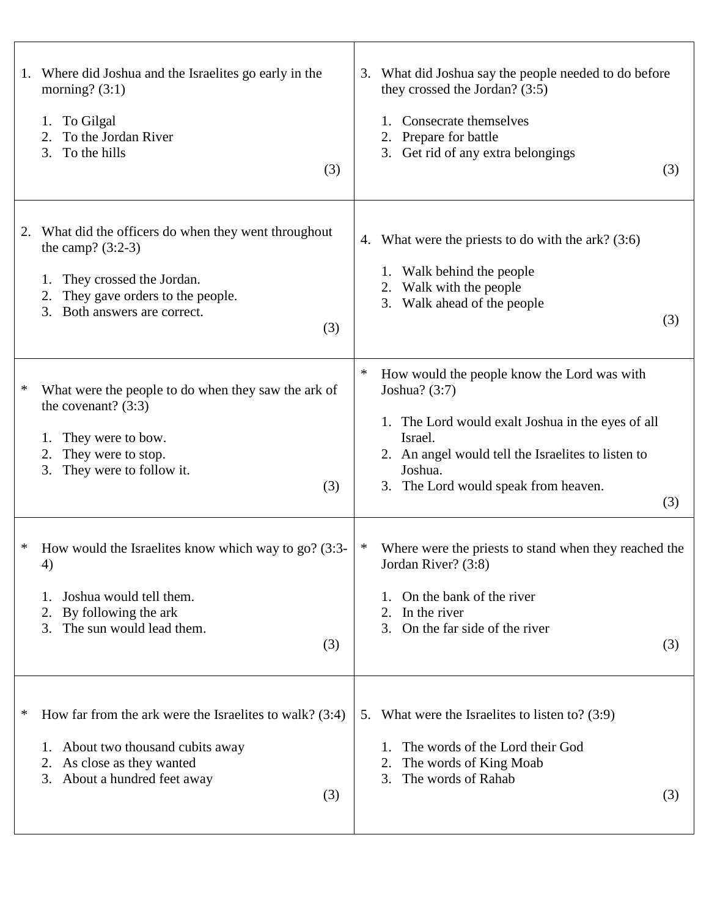1. Where did Joshua and the Israelites go early in the morning? (3:1)

   1. To Gilgal
   2. To the Jordan River
   3. To the hills

   (3)

2. What did the officers do when they went throughout the camp? (3:2-3)

   1. They crossed the Jordan.
   2. They gave orders to the people.
   3. Both answers are correct.

   (3)

\* What were the people to do when they saw the ark of the covenant? (3:3)

   1. They were to bow.
   2. They were to stop.
   3. They were to follow it.

   (3)

\* How would the Israelites know which way to go? (3:3-4)

   1. Joshua would tell them.
   2. By following the ark
   3. The sun would lead them.

   (3)

\* How far from the ark were the Israelites to walk? (3:4)

   1. About two thousand cubits away
   2. As close as they wanted
   3. About a hundred feet away

   (3)

3. What did Joshua say the people needed to do before they crossed the Jordan? (3:5)

   1. Consecrate themselves
   2. Prepare for battle
   3. Get rid of any extra belongings

   (3)

4. What were the priests to do with the ark? (3:6)

   1. Walk behind the people
   2. Walk with the people
   3. Walk ahead of the people

   (3)

\* How would the people know the Lord was with Joshua? (3:7)

   1. The Lord would exalt Joshua in the eyes of all Israel.
   2. An angel would tell the Israelites to listen to Joshua.
   3. The Lord would speak from heaven.

   (3)

\* Where were the priests to stand when they reached the Jordan River? (3:8)

   1. On the bank of the river
   2. In the river
   3. On the far side of the river

   (3)

5. What were the Israelites to listen to? (3:9)

   1. The words of the Lord their God
   2. The words of King Moab
   3. The words of Rahab

   (3)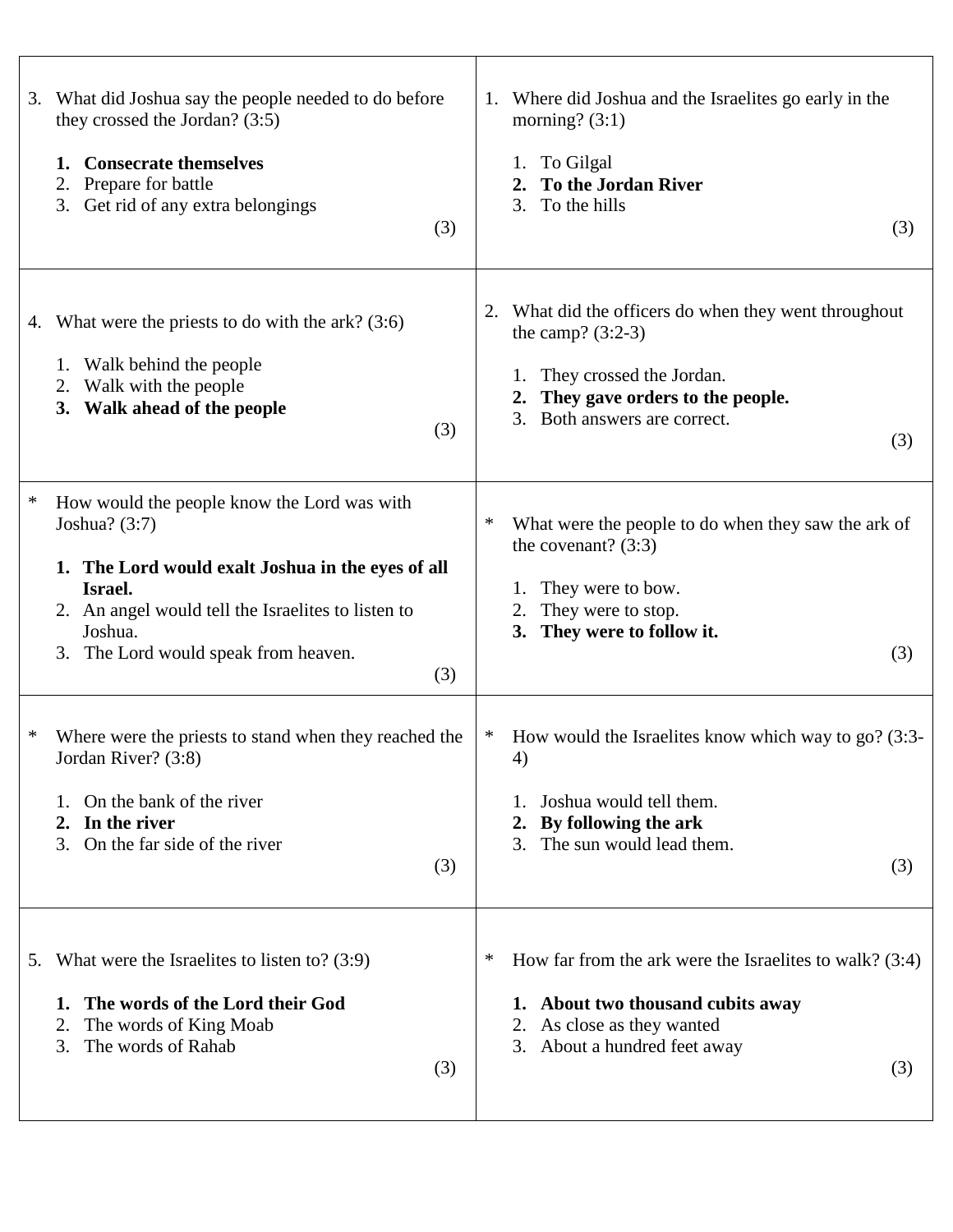1. Where did Joshua and the Israelites go early in the morning? (3:1)

   1. To Gilgal
   2. **To the Jordan River**
   3. To the hills

   (3)

2. What did the officers do when they went throughout the camp? (3:2-3)

   1. They crossed the Jordan.
   2. **They gave orders to the people.**
   3. Both answers are correct.

   (3)

\* What were the people to do when they saw the ark of the covenant? (3:3)

   1. They were to bow.
   2. They were to stop.
   3. **They were to follow it.**

   (3)

\* How would the Israelites know which way to go? (3:3-4)

   1. Joshua would tell them.
   2. **By following the ark**
   3. The sun would lead them.

   (3)

\* How far from the ark were the Israelites to walk? (3:4)

   1. **About two thousand cubits away**
   2. As close as they wanted
   3. About a hundred feet away

   (3)

3. What did Joshua say the people needed to do before they crossed the Jordan? (3:5)

   1. **Consecrate themselves**
   2. Prepare for battle
   3. Get rid of any extra belongings

   (3)

4. What were the priests to do with the ark? (3:6)

   1. Walk behind the people
   2. Walk with the people
   3. **Walk ahead of the people**

   (3)

\* How would the people know the Lord was with Joshua? (3:7)

   1. **The Lord would exalt Joshua in the eyes of all Israel.**
   2. An angel would tell the Israelites to listen to Joshua.
   3. The Lord would speak from heaven.

   (3)

\* Where were the priests to stand when they reached the Jordan River? (3:8)

   1. On the bank of the river
   2. **In the river**
   3. On the far side of the river

   (3)

5. What were the Israelites to listen to? (3:9)

   1. **The words of the Lord their God**
   2. The words of King Moab
   3. The words of Rahab

   (3)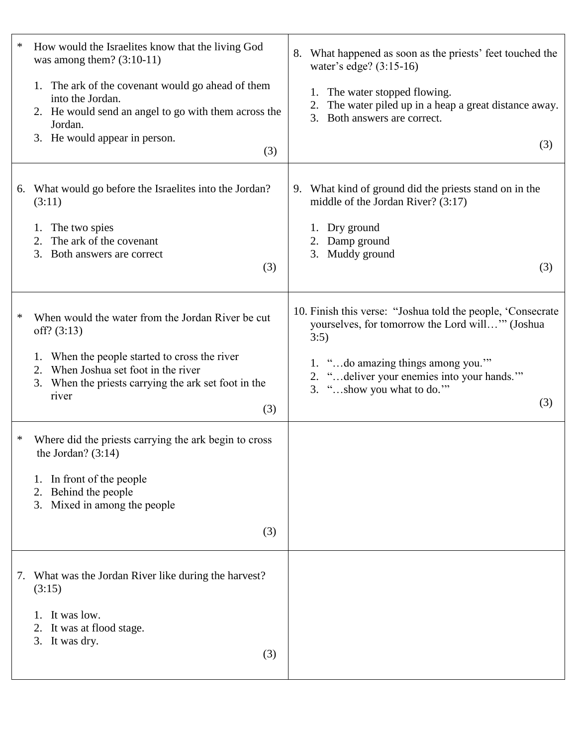\* How would the Israelites know that the living God was among them? (3:10-11)

1. The ark of the covenant would go ahead of them into the Jordan.
2. He would send an angel to go with them across the Jordan.
3. He would appear in person.

(3)

6. What would go before the Israelites into the Jordan? (3:11)

1. The two spies
2. The ark of the covenant
3. Both answers are correct

(3)

\* When would the water from the Jordan River be cut off? (3:13)

1. When the people started to cross the river
2. When Joshua set foot in the river
3. When the priests carrying the ark set foot in the river

(3)

\* Where did the priests carrying the ark begin to cross the Jordan? (3:14)

1. In front of the people
2. Behind the people
3. Mixed in among the people

(3)

7. What was the Jordan River like during the harvest? (3:15)

1. It was low.
2. It was at flood stage.
3. It was dry.

(3)

8. What happened as soon as the priests' feet touched the water's edge? (3:15-16)

1. The water stopped flowing.
2. The water piled up in a heap a great distance away.
3. Both answers are correct.

(3)

9. What kind of ground did the priests stand on in the middle of the Jordan River? (3:17)

1. Dry ground
2. Damp ground
3. Muddy ground

(3)

10. Finish this verse: "Joshua told the people, 'Consecrate yourselves, for tomorrow the Lord will…'" (Joshua 3:5)

1. "…do amazing things among you.'"
2. "…deliver your enemies into your hands.'"
3. "…show you what to do.'"

(3)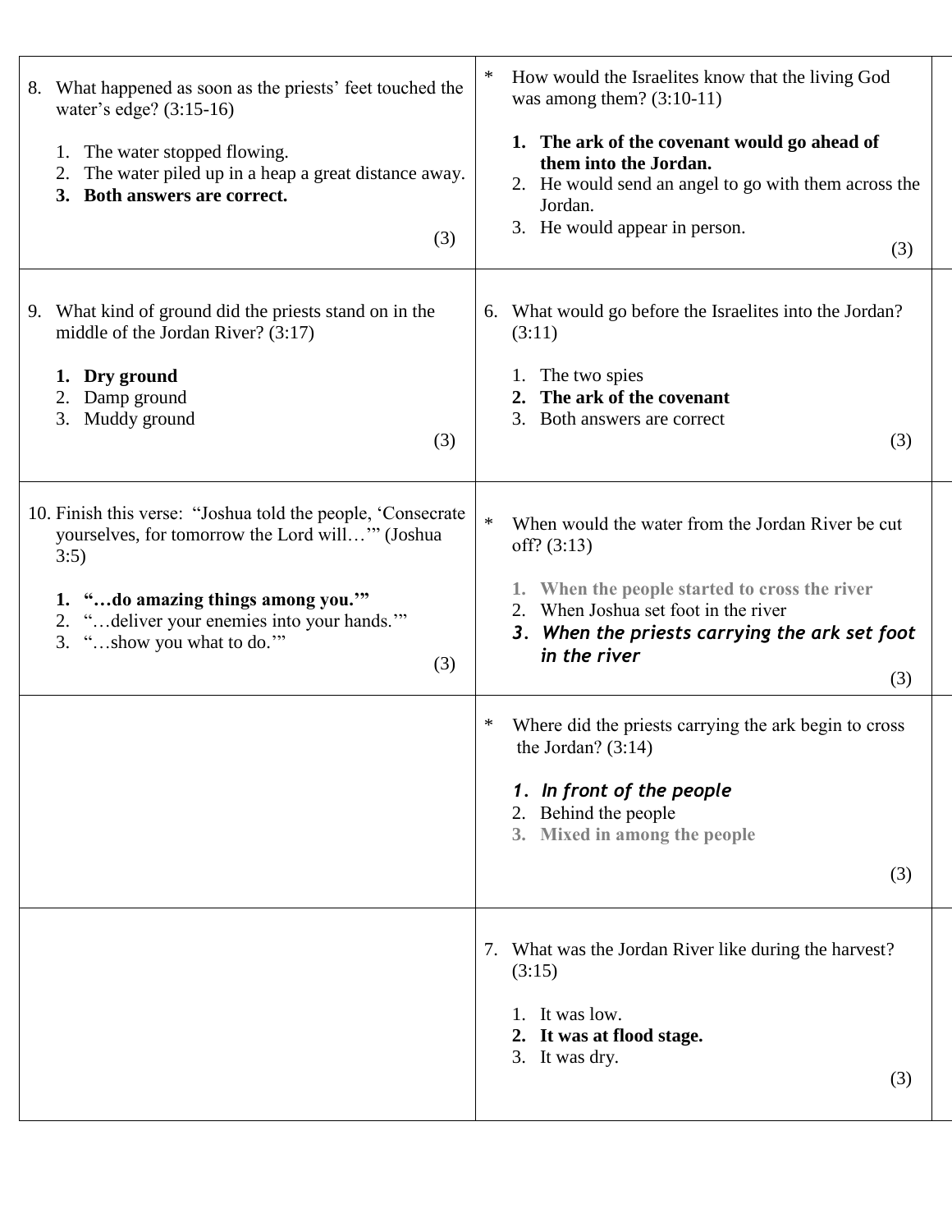| | |
|---|---|
| 8. What happened as soon as the priests' feet touched the water's edge? (3:15-16)<br><br>1. The water stopped flowing.<br>2. The water piled up in a heap a great distance away.<br>**3. Both answers are correct.**<br><br>(3) | * How would the Israelites know that the living God was among them? (3:10-11)<br><br>**1. The ark of the covenant would go ahead of them into the Jordan.**<br>2. He would send an angel to go with them across the Jordan.<br>3. He would appear in person.<br><br>(3) |
| 9. What kind of ground did the priests stand on in the middle of the Jordan River? (3:17)<br><br>**1. Dry ground**<br>2. Damp ground<br>3. Muddy ground<br><br>(3) | 6. What would go before the Israelites into the Jordan? (3:11)<br><br>1. The two spies<br>**2. The ark of the covenant**<br>3. Both answers are correct<br><br>(3) |
| 10. Finish this verse: "Joshua told the people, 'Consecrate yourselves, for tomorrow the Lord will…'" (Joshua 3:5)<br><br>**1. "…do amazing things among you.'"**<br>2. "…deliver your enemies into your hands.'"<br>3. "…show you what to do.'"<br><br>(3) | * When would the water from the Jordan River be cut off? (3:13)<br><br>**1. When the people started to cross the river**<br>2. When Joshua set foot in the river<br>***3. When the priests carrying the ark set foot in the river***<br><br>(3) |
| | * Where did the priests carrying the ark begin to cross the Jordan? (3:14)<br><br>***1. In front of the people***<br>2. Behind the people<br>**3. Mixed in among the people**<br><br>(3) |
| | 7. What was the Jordan River like during the harvest? (3:15)<br><br>1. It was low.<br>**2. It was at flood stage.**<br>3. It was dry.<br><br>(3) |